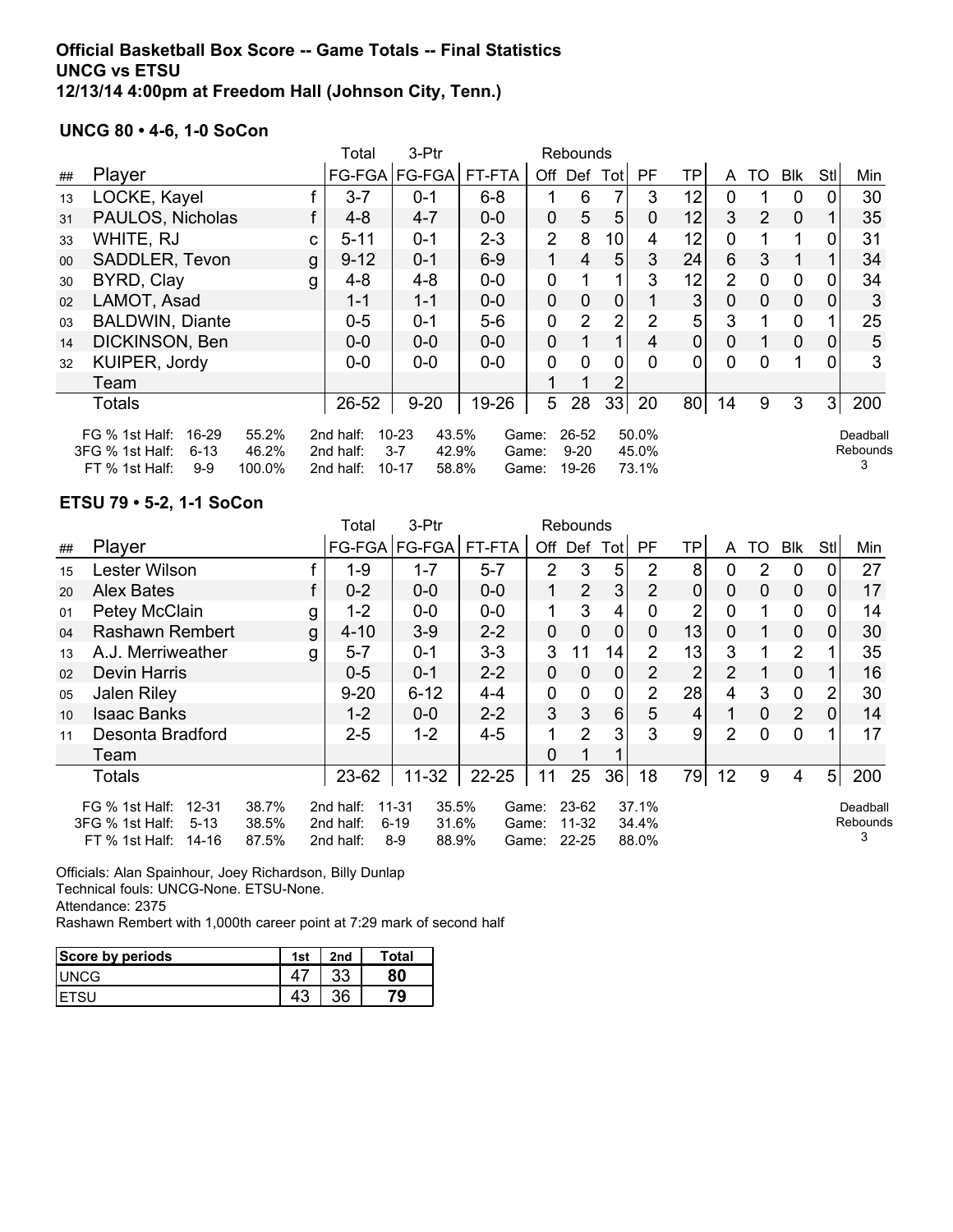# Official Basketball Box Score -- Game Totals -- Final Statistics
## UNCG vs ETSU
### 12/13/14 4:00pm at Freedom Hall (Johnson City, Tenn.)

**UNCG 80 • 4-6, 1-0 SoCon**

| ## | Player | | Total FG-FGA | 3-Ptr FG-FGA | FT-FTA | Rebounds Off | Def | Tot | PF | TP | A | TO | Blk | Stl | Min |
|---|---|---|---|---|---|---|---|---|---|---|---|---|---|---|---|
| 13 | LOCKE, Kayel | f | 3-7 | 0-1 | 6-8 | 1 | 6 | 7 | 3 | 12 | 0 | 1 | 0 | 0 | 30 |
| 31 | PAULOS, Nicholas | f | 4-8 | 4-7 | 0-0 | 0 | 5 | 5 | 0 | 12 | 3 | 2 | 0 | 1 | 35 |
| 33 | WHITE, RJ | c | 5-11 | 0-1 | 2-3 | 2 | 8 | 10 | 4 | 12 | 0 | 1 | 1 | 0 | 31 |
| 00 | SADDLER, Tevon | g | 9-12 | 0-1 | 6-9 | 1 | 4 | 5 | 3 | 24 | 6 | 3 | 1 | 1 | 34 |
| 30 | BYRD, Clay | g | 4-8 | 4-8 | 0-0 | 0 | 1 | 1 | 3 | 12 | 2 | 0 | 0 | 0 | 34 |
| 02 | LAMOT, Asad | | 1-1 | 1-1 | 0-0 | 0 | 0 | 0 | 1 | 3 | 0 | 0 | 0 | 0 | 3 |
| 03 | BALDWIN, Diante | | 0-5 | 0-1 | 5-6 | 0 | 2 | 2 | 2 | 5 | 3 | 1 | 0 | 1 | 25 |
| 14 | DICKINSON, Ben | | 0-0 | 0-0 | 0-0 | 0 | 1 | 1 | 4 | 0 | 0 | 1 | 0 | 0 | 5 |
| 32 | KUIPER, Jordy | | 0-0 | 0-0 | 0-0 | 0 | 0 | 0 | 0 | 0 | 0 | 0 | 1 | 0 | 3 |
| | Team | | | | | 1 | 1 | 2 | | | | | | | |
| | Totals | | 26-52 | 9-20 | 19-26 | 5 | 28 | 33 | 20 | 80 | 14 | 9 | 3 | 3 | 200 |

| | | | | | | | | | |
|---|---|---|---|---|---|---|---|---|---|
| FG % 1st Half: | 16-29 | 55.2% | 2nd half: | 10-23 | 43.5% | Game: | 26-52 | 50.0% | Deadball Rebounds 3 |
| 3FG % 1st Half: | 6-13 | 46.2% | 2nd half: | 3-7 | 42.9% | Game: | 9-20 | 45.0% | |
| FT % 1st Half: | 9-9 | 100.0% | 2nd half: | 10-17 | 58.8% | Game: | 19-26 | 73.1% | |

**ETSU 79 • 5-2, 1-1 SoCon**

| ## | Player | | Total FG-FGA | 3-Ptr FG-FGA | FT-FTA | Rebounds Off | Def | Tot | PF | TP | A | TO | Blk | Stl | Min |
|---|---|---|---|---|---|---|---|---|---|---|---|---|---|---|---|
| 15 | Lester Wilson | f | 1-9 | 1-7 | 5-7 | 2 | 3 | 5 | 2 | 8 | 0 | 2 | 0 | 0 | 27 |
| 20 | Alex Bates | f | 0-2 | 0-0 | 0-0 | 1 | 2 | 3 | 2 | 0 | 0 | 0 | 0 | 0 | 17 |
| 01 | Petey McClain | g | 1-2 | 0-0 | 0-0 | 1 | 3 | 4 | 0 | 2 | 0 | 1 | 0 | 0 | 14 |
| 04 | Rashawn Rembert | g | 4-10 | 3-9 | 2-2 | 0 | 0 | 0 | 0 | 13 | 0 | 1 | 0 | 0 | 30 |
| 13 | A.J. Merriweather | g | 5-7 | 0-1 | 3-3 | 3 | 11 | 14 | 2 | 13 | 3 | 1 | 2 | 1 | 35 |
| 02 | Devin Harris | | 0-5 | 0-1 | 2-2 | 0 | 0 | 0 | 2 | 2 | 2 | 1 | 0 | 1 | 16 |
| 05 | Jalen Riley | | 9-20 | 6-12 | 4-4 | 0 | 0 | 0 | 2 | 28 | 4 | 3 | 0 | 2 | 30 |
| 10 | Isaac Banks | | 1-2 | 0-0 | 2-2 | 3 | 3 | 6 | 5 | 4 | 1 | 0 | 2 | 0 | 14 |
| 11 | Desonta Bradford | | 2-5 | 1-2 | 4-5 | 1 | 2 | 3 | 3 | 9 | 2 | 0 | 0 | 1 | 17 |
| | Team | | | | | 0 | 1 | 1 | | | | | | | |
| | Totals | | 23-62 | 11-32 | 22-25 | 11 | 25 | 36 | 18 | 79 | 12 | 9 | 4 | 5 | 200 |

| | | | | | | | | | |
|---|---|---|---|---|---|---|---|---|---|
| FG % 1st Half: | 12-31 | 38.7% | 2nd half: | 11-31 | 35.5% | Game: | 23-62 | 37.1% | Deadball Rebounds 3 |
| 3FG % 1st Half: | 5-13 | 38.5% | 2nd half: | 6-19 | 31.6% | Game: | 11-32 | 34.4% | |
| FT % 1st Half: | 14-16 | 87.5% | 2nd half: | 8-9 | 88.9% | Game: | 22-25 | 88.0% | |

Officials: Alan Spainhour, Joey Richardson, Billy Dunlap
Technical fouls: UNCG-None. ETSU-None.
Attendance: 2375
Rashawn Rembert with 1,000th career point at 7:29 mark of second half

| Score by periods | 1st | 2nd | Total |
|---|---|---|---|
| UNCG | 47 | 33 | **80** |
| ETSU | 43 | 36 | **79** |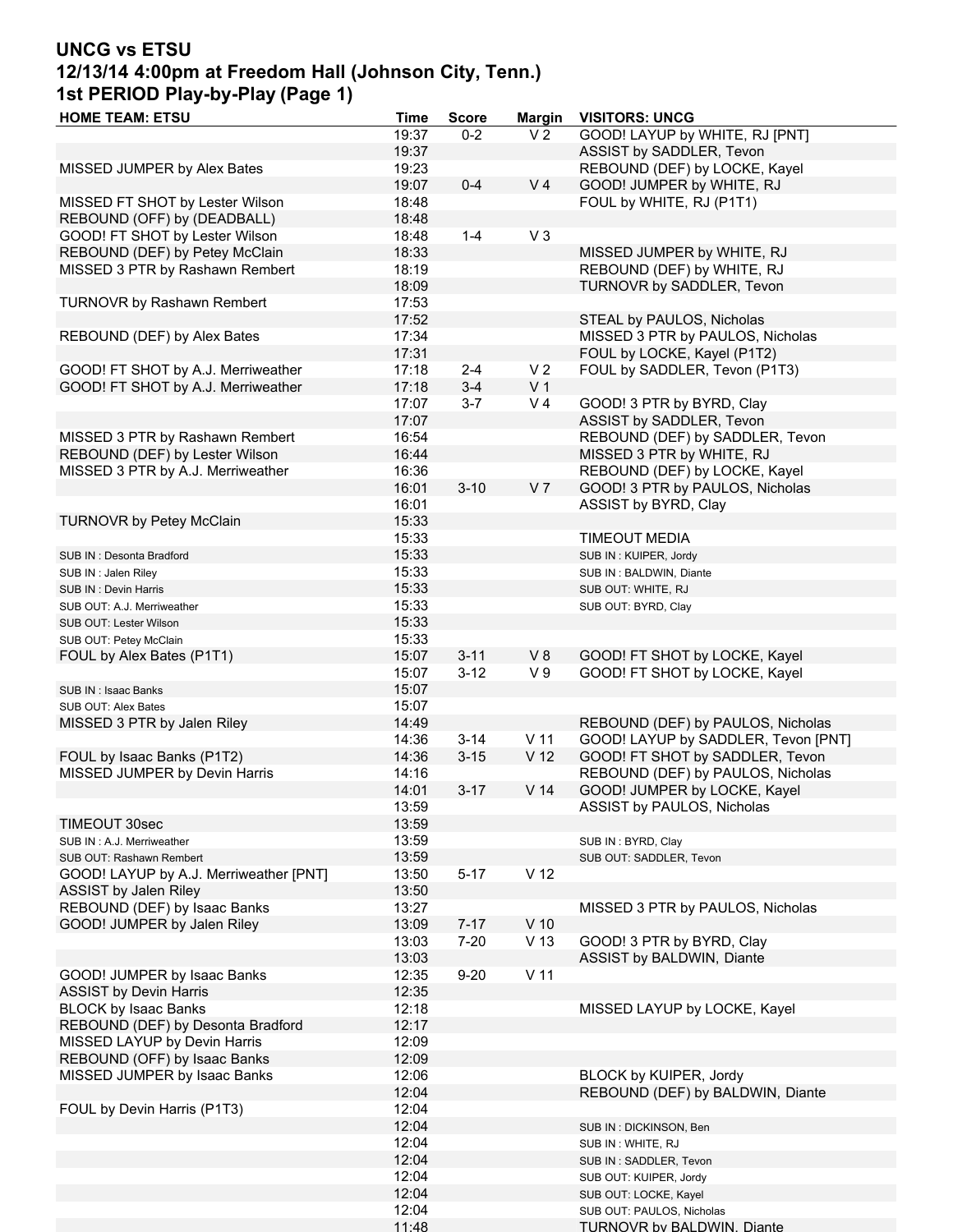# UNCG vs ETSU

## 12/13/14 4:00pm at Freedom Hall (Johnson City, Tenn.)

### 1st PERIOD Play-by-Play (Page 1)

| HOME TEAM: ETSU | Time | Score | Margin | VISITORS: UNCG |
|---|---|---|---|---|
| | 19:37 | 0-2 | V 2 | GOOD! LAYUP by WHITE, RJ [PNT] |
| | 19:37 | | | ASSIST by SADDLER, Tevon |
| MISSED JUMPER by Alex Bates | 19:23 | | | REBOUND (DEF) by LOCKE, Kayel |
| | 19:07 | 0-4 | V 4 | GOOD! JUMPER by WHITE, RJ |
| MISSED FT SHOT by Lester Wilson | 18:48 | | | FOUL by WHITE, RJ (P1T1) |
| REBOUND (OFF) by (DEADBALL) | 18:48 | | | |
| GOOD! FT SHOT by Lester Wilson | 18:48 | 1-4 | V 3 | |
| REBOUND (DEF) by Petey McClain | 18:33 | | | MISSED JUMPER by WHITE, RJ |
| MISSED 3 PTR by Rashawn Rembert | 18:19 | | | REBOUND (DEF) by WHITE, RJ |
| | 18:09 | | | TURNOVR by SADDLER, Tevon |
| TURNOVR by Rashawn Rembert | 17:53 | | | |
| | 17:52 | | | STEAL by PAULOS, Nicholas |
| REBOUND (DEF) by Alex Bates | 17:34 | | | MISSED 3 PTR by PAULOS, Nicholas |
| | 17:31 | | | FOUL by LOCKE, Kayel (P1T2) |
| GOOD! FT SHOT by A.J. Merriweather | 17:18 | 2-4 | V 2 | FOUL by SADDLER, Tevon (P1T3) |
| GOOD! FT SHOT by A.J. Merriweather | 17:18 | 3-4 | V 1 | |
| | 17:07 | 3-7 | V 4 | GOOD! 3 PTR by BYRD, Clay |
| | 17:07 | | | ASSIST by SADDLER, Tevon |
| MISSED 3 PTR by Rashawn Rembert | 16:54 | | | REBOUND (DEF) by SADDLER, Tevon |
| REBOUND (DEF) by Lester Wilson | 16:44 | | | MISSED 3 PTR by WHITE, RJ |
| MISSED 3 PTR by A.J. Merriweather | 16:36 | | | REBOUND (DEF) by LOCKE, Kayel |
| | 16:01 | 3-10 | V 7 | GOOD! 3 PTR by PAULOS, Nicholas |
| | 16:01 | | | ASSIST by BYRD, Clay |
| TURNOVR by Petey McClain | 15:33 | | | |
| | 15:33 | | | TIMEOUT MEDIA |
| SUB IN : Desonta Bradford | 15:33 | | | SUB IN : KUIPER, Jordy |
| SUB IN : Jalen Riley | 15:33 | | | SUB IN : BALDWIN, Diante |
| SUB IN : Devin Harris | 15:33 | | | SUB OUT: WHITE, RJ |
| SUB OUT: A.J. Merriweather | 15:33 | | | SUB OUT: BYRD, Clay |
| SUB OUT: Lester Wilson | 15:33 | | | |
| SUB OUT: Petey McClain | 15:33 | | | |
| FOUL by Alex Bates (P1T1) | 15:07 | 3-11 | V 8 | GOOD! FT SHOT by LOCKE, Kayel |
| | 15:07 | 3-12 | V 9 | GOOD! FT SHOT by LOCKE, Kayel |
| SUB IN : Isaac Banks | 15:07 | | | |
| SUB OUT: Alex Bates | 15:07 | | | |
| MISSED 3 PTR by Jalen Riley | 14:49 | | | REBOUND (DEF) by PAULOS, Nicholas |
| | 14:36 | 3-14 | V 11 | GOOD! LAYUP by SADDLER, Tevon [PNT] |
| FOUL by Isaac Banks (P1T2) | 14:36 | 3-15 | V 12 | GOOD! FT SHOT by SADDLER, Tevon |
| MISSED JUMPER by Devin Harris | 14:16 | | | REBOUND (DEF) by PAULOS, Nicholas |
| | 14:01 | 3-17 | V 14 | GOOD! JUMPER by LOCKE, Kayel |
| | 13:59 | | | ASSIST by PAULOS, Nicholas |
| TIMEOUT 30sec | 13:59 | | | |
| SUB IN : A.J. Merriweather | 13:59 | | | SUB IN : BYRD, Clay |
| SUB OUT: Rashawn Rembert | 13:59 | | | SUB OUT: SADDLER, Tevon |
| GOOD! LAYUP by A.J. Merriweather [PNT] | 13:50 | 5-17 | V 12 | |
| ASSIST by Jalen Riley | 13:50 | | | |
| REBOUND (DEF) by Isaac Banks | 13:27 | | | MISSED 3 PTR by PAULOS, Nicholas |
| GOOD! JUMPER by Jalen Riley | 13:09 | 7-17 | V 10 | |
| | 13:03 | 7-20 | V 13 | GOOD! 3 PTR by BYRD, Clay |
| | 13:03 | | | ASSIST by BALDWIN, Diante |
| GOOD! JUMPER by Isaac Banks | 12:35 | 9-20 | V 11 | |
| ASSIST by Devin Harris | 12:35 | | | |
| BLOCK by Isaac Banks | 12:18 | | | MISSED LAYUP by LOCKE, Kayel |
| REBOUND (DEF) by Desonta Bradford | 12:17 | | | |
| MISSED LAYUP by Devin Harris | 12:09 | | | |
| REBOUND (OFF) by Isaac Banks | 12:09 | | | |
| MISSED JUMPER by Isaac Banks | 12:06 | | | BLOCK by KUIPER, Jordy |
| | 12:04 | | | REBOUND (DEF) by BALDWIN, Diante |
| FOUL by Devin Harris (P1T3) | 12:04 | | | |
| | 12:04 | | | SUB IN : DICKINSON, Ben |
| | 12:04 | | | SUB IN : WHITE, RJ |
| | 12:04 | | | SUB IN : SADDLER, Tevon |
| | 12:04 | | | SUB OUT: KUIPER, Jordy |
| | 12:04 | | | SUB OUT: LOCKE, Kayel |
| | 12:04 | | | SUB OUT: PAULOS, Nicholas |
| | 11:48 | | | TURNOVR by BALDWIN, Diante |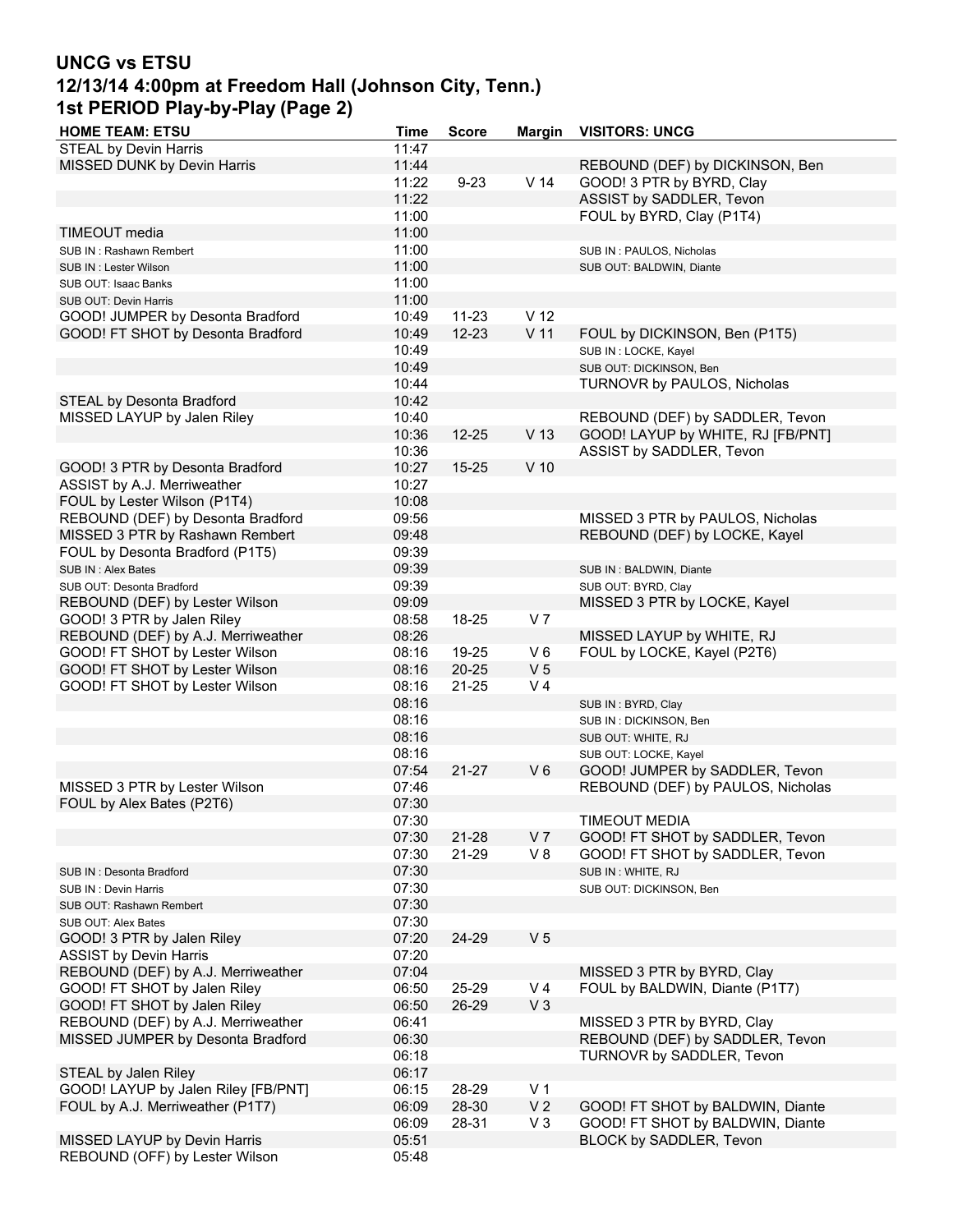# UNCG vs ETSU
## 12/13/14 4:00pm at Freedom Hall (Johnson City, Tenn.)
## 1st PERIOD Play-by-Play (Page 2)

| HOME TEAM: ETSU | Time | Score | Margin | VISITORS: UNCG |
|---|---|---|---|---|
| STEAL by Devin Harris | 11:47 | | | |
| MISSED DUNK by Devin Harris | 11:44 | | | REBOUND (DEF) by DICKINSON, Ben |
| | 11:22 | 9-23 | V 14 | GOOD! 3 PTR by BYRD, Clay |
| | 11:22 | | | ASSIST by SADDLER, Tevon |
| | 11:00 | | | FOUL by BYRD, Clay (P1T4) |
| TIMEOUT media | 11:00 | | | |
| SUB IN : Rashawn Rembert | 11:00 | | | SUB IN : PAULOS, Nicholas |
| SUB IN : Lester Wilson | 11:00 | | | SUB OUT: BALDWIN, Diante |
| SUB OUT: Isaac Banks | 11:00 | | | |
| SUB OUT: Devin Harris | 11:00 | | | |
| GOOD! JUMPER by Desonta Bradford | 10:49 | 11-23 | V 12 | |
| GOOD! FT SHOT by Desonta Bradford | 10:49 | 12-23 | V 11 | FOUL by DICKINSON, Ben (P1T5) |
| | 10:49 | | | SUB IN : LOCKE, Kayel |
| | 10:49 | | | SUB OUT: DICKINSON, Ben |
| | 10:44 | | | TURNOVR by PAULOS, Nicholas |
| STEAL by Desonta Bradford | 10:42 | | | |
| MISSED LAYUP by Jalen Riley | 10:40 | | | REBOUND (DEF) by SADDLER, Tevon |
| | 10:36 | 12-25 | V 13 | GOOD! LAYUP by WHITE, RJ [FB/PNT] |
| | 10:36 | | | ASSIST by SADDLER, Tevon |
| GOOD! 3 PTR by Desonta Bradford | 10:27 | 15-25 | V 10 | |
| ASSIST by A.J. Merriweather | 10:27 | | | |
| FOUL by Lester Wilson (P1T4) | 10:08 | | | |
| REBOUND (DEF) by Desonta Bradford | 09:56 | | | MISSED 3 PTR by PAULOS, Nicholas |
| MISSED 3 PTR by Rashawn Rembert | 09:48 | | | REBOUND (DEF) by LOCKE, Kayel |
| FOUL by Desonta Bradford (P1T5) | 09:39 | | | |
| SUB IN : Alex Bates | 09:39 | | | SUB IN : BALDWIN, Diante |
| SUB OUT: Desonta Bradford | 09:39 | | | SUB OUT: BYRD, Clay |
| REBOUND (DEF) by Lester Wilson | 09:09 | | | MISSED 3 PTR by LOCKE, Kayel |
| GOOD! 3 PTR by Jalen Riley | 08:58 | 18-25 | V 7 | |
| REBOUND (DEF) by A.J. Merriweather | 08:26 | | | MISSED LAYUP by WHITE, RJ |
| GOOD! FT SHOT by Lester Wilson | 08:16 | 19-25 | V 6 | FOUL by LOCKE, Kayel (P2T6) |
| GOOD! FT SHOT by Lester Wilson | 08:16 | 20-25 | V 5 | |
| GOOD! FT SHOT by Lester Wilson | 08:16 | 21-25 | V 4 | |
| | 08:16 | | | SUB IN : BYRD, Clay |
| | 08:16 | | | SUB IN : DICKINSON, Ben |
| | 08:16 | | | SUB OUT: WHITE, RJ |
| | 08:16 | | | SUB OUT: LOCKE, Kayel |
| | 07:54 | 21-27 | V 6 | GOOD! JUMPER by SADDLER, Tevon |
| MISSED 3 PTR by Lester Wilson | 07:46 | | | REBOUND (DEF) by PAULOS, Nicholas |
| FOUL by Alex Bates (P2T6) | 07:30 | | | |
| | 07:30 | | | TIMEOUT MEDIA |
| | 07:30 | 21-28 | V 7 | GOOD! FT SHOT by SADDLER, Tevon |
| | 07:30 | 21-29 | V 8 | GOOD! FT SHOT by SADDLER, Tevon |
| SUB IN : Desonta Bradford | 07:30 | | | SUB IN : WHITE, RJ |
| SUB IN : Devin Harris | 07:30 | | | SUB OUT: DICKINSON, Ben |
| SUB OUT: Rashawn Rembert | 07:30 | | | |
| SUB OUT: Alex Bates | 07:30 | | | |
| GOOD! 3 PTR by Jalen Riley | 07:20 | 24-29 | V 5 | |
| ASSIST by Devin Harris | 07:20 | | | |
| REBOUND (DEF) by A.J. Merriweather | 07:04 | | | MISSED 3 PTR by BYRD, Clay |
| GOOD! FT SHOT by Jalen Riley | 06:50 | 25-29 | V 4 | FOUL by BALDWIN, Diante (P1T7) |
| GOOD! FT SHOT by Jalen Riley | 06:50 | 26-29 | V 3 | |
| REBOUND (DEF) by A.J. Merriweather | 06:41 | | | MISSED 3 PTR by BYRD, Clay |
| MISSED JUMPER by Desonta Bradford | 06:30 | | | REBOUND (DEF) by SADDLER, Tevon |
| | 06:18 | | | TURNOVR by SADDLER, Tevon |
| STEAL by Jalen Riley | 06:17 | | | |
| GOOD! LAYUP by Jalen Riley [FB/PNT] | 06:15 | 28-29 | V 1 | |
| FOUL by A.J. Merriweather (P1T7) | 06:09 | 28-30 | V 2 | GOOD! FT SHOT by BALDWIN, Diante |
| | 06:09 | 28-31 | V 3 | GOOD! FT SHOT by BALDWIN, Diante |
| MISSED LAYUP by Devin Harris | 05:51 | | | BLOCK by SADDLER, Tevon |
| REBOUND (OFF) by Lester Wilson | 05:48 | | | |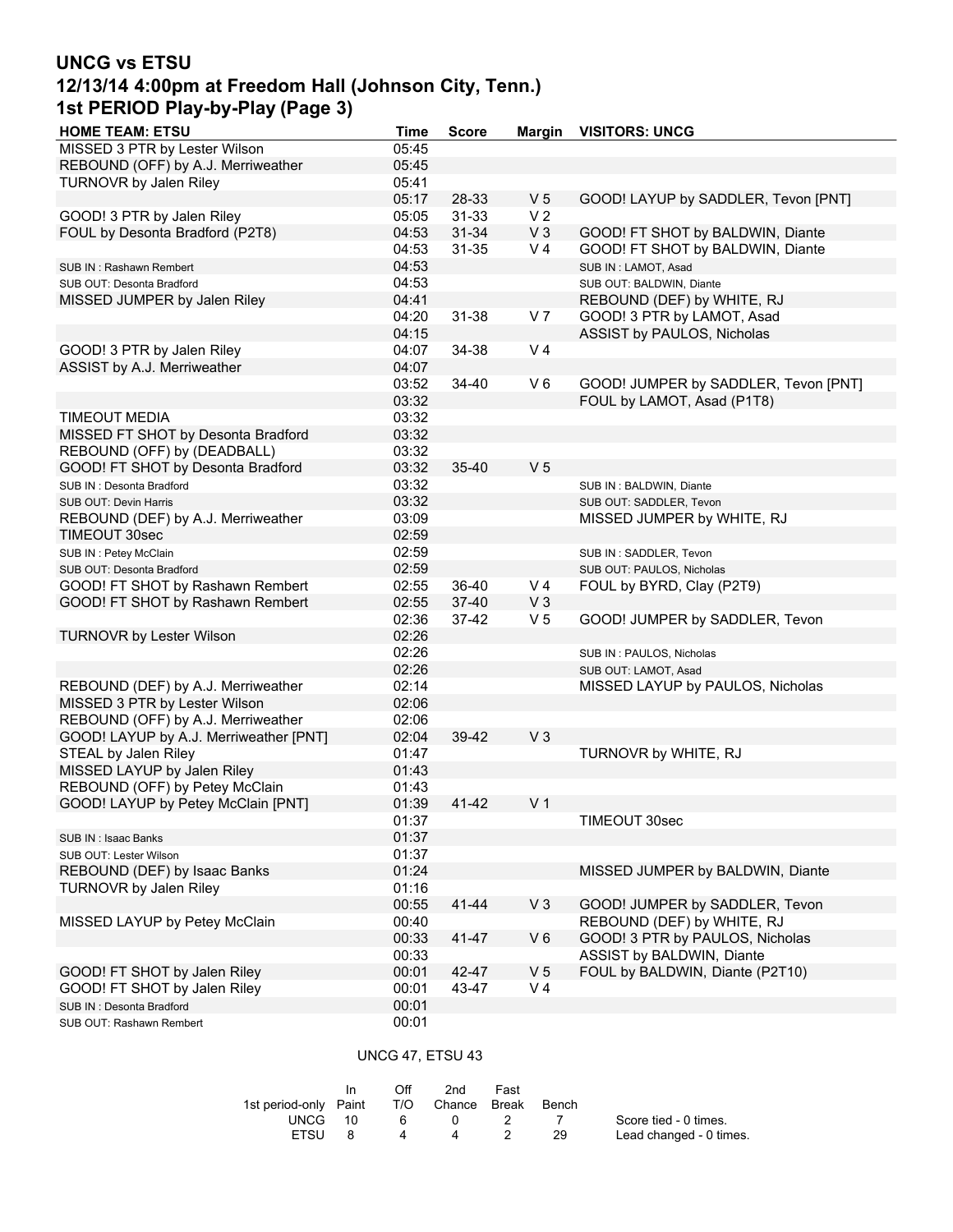# UCNG vs ETSU

## 12/13/14 4:00pm at Freedom Hall (Johnson City, Tenn.)

## 1st PERIOD Play-by-Play (Page 3)

| HOME TEAM: ETSU | Time | Score | Margin | VISITORS: UNCG |
|---|---|---|---|---|
| MISSED 3 PTR by Lester Wilson | 05:45 | | | |
| REBOUND (OFF) by A.J. Merriweather | 05:45 | | | |
| TURNOVR by Jalen Riley | 05:41 | | | |
| | 05:17 | 28-33 | V 5 | GOOD! LAYUP by SADDLER, Tevon [PNT] |
| GOOD! 3 PTR by Jalen Riley | 05:05 | 31-33 | V 2 | |
| FOUL by Desonta Bradford (P2T8) | 04:53 | 31-34 | V 3 | GOOD! FT SHOT by BALDWIN, Diante |
| | 04:53 | 31-35 | V 4 | GOOD! FT SHOT by BALDWIN, Diante |
| SUB IN : Rashawn Rembert | 04:53 | | | SUB IN : LAMOT, Asad |
| SUB OUT: Desonta Bradford | 04:53 | | | SUB OUT: BALDWIN, Diante |
| MISSED JUMPER by Jalen Riley | 04:41 | | | REBOUND (DEF) by WHITE, RJ |
| | 04:20 | 31-38 | V 7 | GOOD! 3 PTR by LAMOT, Asad |
| | 04:15 | | | ASSIST by PAULOS, Nicholas |
| GOOD! 3 PTR by Jalen Riley | 04:07 | 34-38 | V 4 | |
| ASSIST by A.J. Merriweather | 04:07 | | | |
| | 03:52 | 34-40 | V 6 | GOOD! JUMPER by SADDLER, Tevon [PNT] |
| | 03:32 | | | FOUL by LAMOT, Asad (P1T8) |
| TIMEOUT MEDIA | 03:32 | | | |
| MISSED FT SHOT by Desonta Bradford | 03:32 | | | |
| REBOUND (OFF) by (DEADBALL) | 03:32 | | | |
| GOOD! FT SHOT by Desonta Bradford | 03:32 | 35-40 | V 5 | |
| SUB IN : Desonta Bradford | 03:32 | | | SUB IN : BALDWIN, Diante |
| SUB OUT: Devin Harris | 03:32 | | | SUB OUT: SADDLER, Tevon |
| REBOUND (DEF) by A.J. Merriweather | 03:09 | | | MISSED JUMPER by WHITE, RJ |
| TIMEOUT 30sec | 02:59 | | | |
| SUB IN : Petey McClain | 02:59 | | | SUB IN : SADDLER, Tevon |
| SUB OUT: Desonta Bradford | 02:59 | | | SUB OUT: PAULOS, Nicholas |
| GOOD! FT SHOT by Rashawn Rembert | 02:55 | 36-40 | V 4 | FOUL by BYRD, Clay (P2T9) |
| GOOD! FT SHOT by Rashawn Rembert | 02:55 | 37-40 | V 3 | |
| | 02:36 | 37-42 | V 5 | GOOD! JUMPER by SADDLER, Tevon |
| TURNOVR by Lester Wilson | 02:26 | | | |
| | 02:26 | | | SUB IN : PAULOS, Nicholas |
| | 02:26 | | | SUB OUT: LAMOT, Asad |
| REBOUND (DEF) by A.J. Merriweather | 02:14 | | | MISSED LAYUP by PAULOS, Nicholas |
| MISSED 3 PTR by Lester Wilson | 02:06 | | | |
| REBOUND (OFF) by A.J. Merriweather | 02:06 | | | |
| GOOD! LAYUP by A.J. Merriweather [PNT] | 02:04 | 39-42 | V 3 | |
| STEAL by Jalen Riley | 01:47 | | | TURNOVR by WHITE, RJ |
| MISSED LAYUP by Jalen Riley | 01:43 | | | |
| REBOUND (OFF) by Petey McClain | 01:43 | | | |
| GOOD! LAYUP by Petey McClain [PNT] | 01:39 | 41-42 | V 1 | |
| | 01:37 | | | TIMEOUT 30sec |
| SUB IN : Isaac Banks | 01:37 | | | |
| SUB OUT: Lester Wilson | 01:37 | | | |
| REBOUND (DEF) by Isaac Banks | 01:24 | | | MISSED JUMPER by BALDWIN, Diante |
| TURNOVR by Jalen Riley | 01:16 | | | |
| | 00:55 | 41-44 | V 3 | GOOD! JUMPER by SADDLER, Tevon |
| MISSED LAYUP by Petey McClain | 00:40 | | | REBOUND (DEF) by WHITE, RJ |
| | 00:33 | 41-47 | V 6 | GOOD! 3 PTR by PAULOS, Nicholas |
| | 00:33 | | | ASSIST by BALDWIN, Diante |
| GOOD! FT SHOT by Jalen Riley | 00:01 | 42-47 | V 5 | FOUL by BALDWIN, Diante (P2T10) |
| GOOD! FT SHOT by Jalen Riley | 00:01 | 43-47 | V 4 | |
| SUB IN : Desonta Bradford | 00:01 | | | |
| SUB OUT: Rashawn Rembert | 00:01 | | | |

UNCG 47, ETSU 43

| 1st period-only | In Paint | Off T/O | 2nd Chance | Fast Break | Bench |
|---|---|---|---|---|---|
| UNCG | 10 | 6 | 0 | 2 | 7 |
| ETSU | 8 | 4 | 4 | 2 | 29 |

Score tied - 0 times.
Lead changed - 0 times.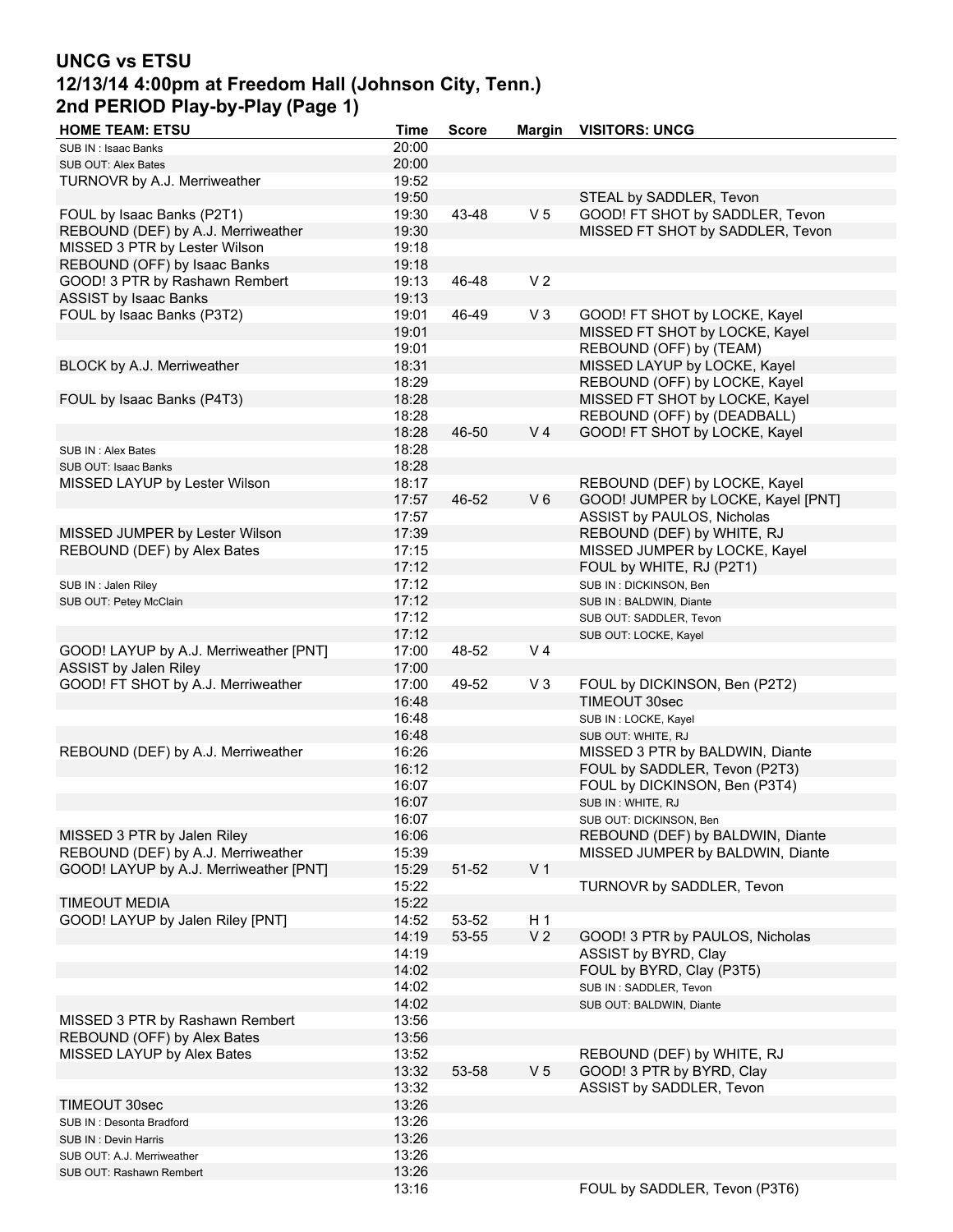# UCNG vs ETSU

## 12/13/14 4:00pm at Freedom Hall (Johnson City, Tenn.)

## 2nd PERIOD Play-by-Play (Page 1)

| HOME TEAM: ETSU | Time | Score | Margin | VISITORS: UNCG |
|---|---|---|---|---|
| SUB IN : Isaac Banks | 20:00 | | | |
| SUB OUT: Alex Bates | 20:00 | | | |
| TURNOVR by A.J. Merriweather | 19:52 | | | |
| | 19:50 | | | STEAL by SADDLER, Tevon |
| FOUL by Isaac Banks (P2T1) | 19:30 | 43-48 | V 5 | GOOD! FT SHOT by SADDLER, Tevon |
| REBOUND (DEF) by A.J. Merriweather | 19:30 | | | MISSED FT SHOT by SADDLER, Tevon |
| MISSED 3 PTR by Lester Wilson | 19:18 | | | |
| REBOUND (OFF) by Isaac Banks | 19:18 | | | |
| GOOD! 3 PTR by Rashawn Rembert | 19:13 | 46-48 | V 2 | |
| ASSIST by Isaac Banks | 19:13 | | | |
| FOUL by Isaac Banks (P3T2) | 19:01 | 46-49 | V 3 | GOOD! FT SHOT by LOCKE, Kayel |
| | 19:01 | | | MISSED FT SHOT by LOCKE, Kayel |
| | 19:01 | | | REBOUND (OFF) by (TEAM) |
| BLOCK by A.J. Merriweather | 18:31 | | | MISSED LAYUP by LOCKE, Kayel |
| | 18:29 | | | REBOUND (OFF) by LOCKE, Kayel |
| FOUL by Isaac Banks (P4T3) | 18:28 | | | MISSED FT SHOT by LOCKE, Kayel |
| | 18:28 | | | REBOUND (OFF) by (DEADBALL) |
| | 18:28 | 46-50 | V 4 | GOOD! FT SHOT by LOCKE, Kayel |
| SUB IN : Alex Bates | 18:28 | | | |
| SUB OUT: Isaac Banks | 18:28 | | | |
| MISSED LAYUP by Lester Wilson | 18:17 | | | REBOUND (DEF) by LOCKE, Kayel |
| | 17:57 | 46-52 | V 6 | GOOD! JUMPER by LOCKE, Kayel [PNT] |
| | 17:57 | | | ASSIST by PAULOS, Nicholas |
| MISSED JUMPER by Lester Wilson | 17:39 | | | REBOUND (DEF) by WHITE, RJ |
| REBOUND (DEF) by Alex Bates | 17:15 | | | MISSED JUMPER by LOCKE, Kayel |
| | 17:12 | | | FOUL by WHITE, RJ (P2T1) |
| SUB IN : Jalen Riley | 17:12 | | | SUB IN : DICKINSON, Ben |
| SUB OUT: Petey McClain | 17:12 | | | SUB IN : BALDWIN, Diante |
| | 17:12 | | | SUB OUT: SADDLER, Tevon |
| | 17:12 | | | SUB OUT: LOCKE, Kayel |
| GOOD! LAYUP by A.J. Merriweather [PNT] | 17:00 | 48-52 | V 4 | |
| ASSIST by Jalen Riley | 17:00 | | | |
| GOOD! FT SHOT by A.J. Merriweather | 17:00 | 49-52 | V 3 | FOUL by DICKINSON, Ben (P2T2) |
| | 16:48 | | | TIMEOUT 30sec |
| | 16:48 | | | SUB IN : LOCKE, Kayel |
| | 16:48 | | | SUB OUT: WHITE, RJ |
| REBOUND (DEF) by A.J. Merriweather | 16:26 | | | MISSED 3 PTR by BALDWIN, Diante |
| | 16:12 | | | FOUL by SADDLER, Tevon (P2T3) |
| | 16:07 | | | FOUL by DICKINSON, Ben (P3T4) |
| | 16:07 | | | SUB IN : WHITE, RJ |
| | 16:07 | | | SUB OUT: DICKINSON, Ben |
| MISSED 3 PTR by Jalen Riley | 16:06 | | | REBOUND (DEF) by BALDWIN, Diante |
| REBOUND (DEF) by A.J. Merriweather | 15:39 | | | MISSED JUMPER by BALDWIN, Diante |
| GOOD! LAYUP by A.J. Merriweather [PNT] | 15:29 | 51-52 | V 1 | |
| | 15:22 | | | TURNOVR by SADDLER, Tevon |
| TIMEOUT MEDIA | 15:22 | | | |
| GOOD! LAYUP by Jalen Riley [PNT] | 14:52 | 53-52 | H 1 | |
| | 14:19 | 53-55 | V 2 | GOOD! 3 PTR by PAULOS, Nicholas |
| | 14:19 | | | ASSIST by BYRD, Clay |
| | 14:02 | | | FOUL by BYRD, Clay (P3T5) |
| | 14:02 | | | SUB IN : SADDLER, Tevon |
| | 14:02 | | | SUB OUT: BALDWIN, Diante |
| MISSED 3 PTR by Rashawn Rembert | 13:56 | | | |
| REBOUND (OFF) by Alex Bates | 13:56 | | | |
| MISSED LAYUP by Alex Bates | 13:52 | | | REBOUND (DEF) by WHITE, RJ |
| | 13:32 | 53-58 | V 5 | GOOD! 3 PTR by BYRD, Clay |
| | 13:32 | | | ASSIST by SADDLER, Tevon |
| TIMEOUT 30sec | 13:26 | | | |
| SUB IN : Desonta Bradford | 13:26 | | | |
| SUB IN : Devin Harris | 13:26 | | | |
| SUB OUT: A.J. Merriweather | 13:26 | | | |
| SUB OUT: Rashawn Rembert | 13:26 | | | |
| | 13:16 | | | FOUL by SADDLER, Tevon (P3T6) |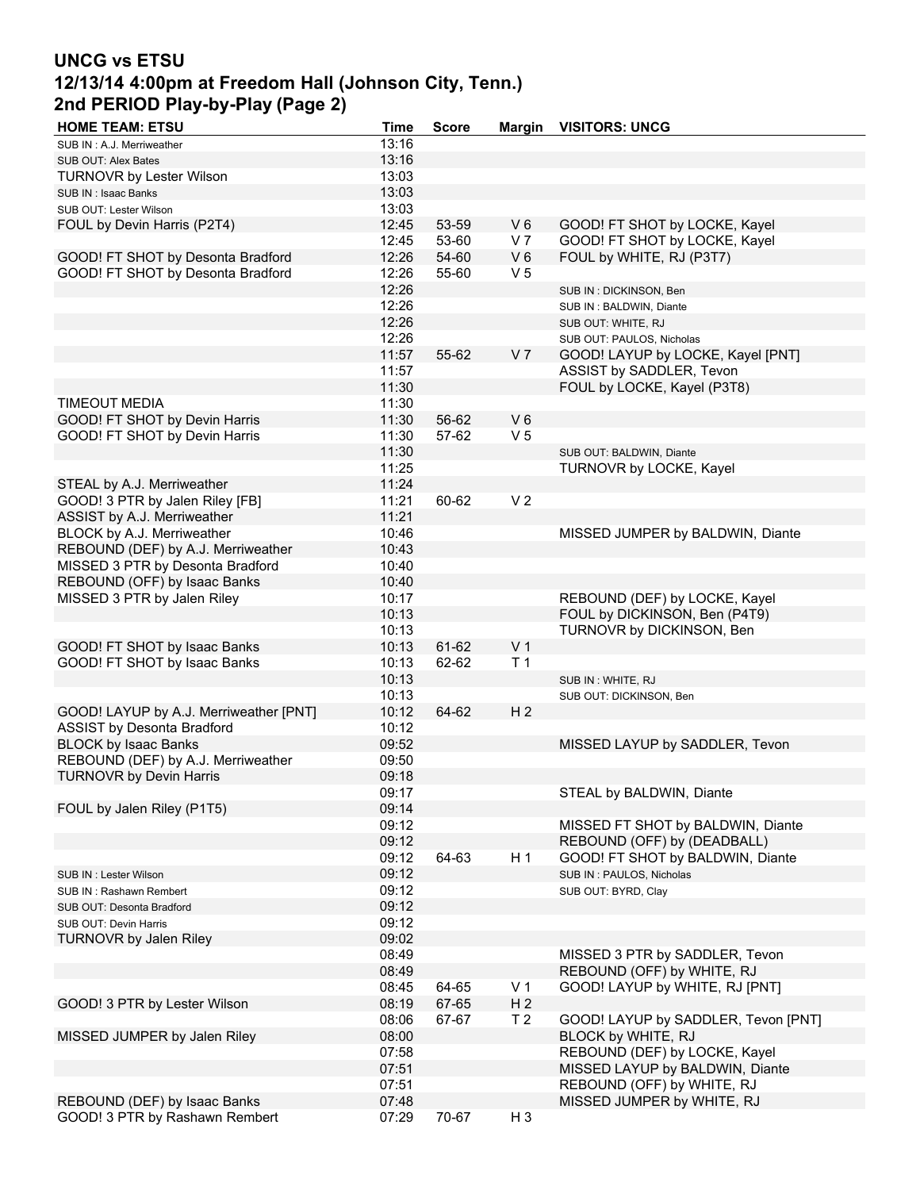# UNCG vs ETSU
## 12/13/14 4:00pm at Freedom Hall (Johnson City, Tenn.)
## 2nd PERIOD Play-by-Play (Page 2)

| HOME TEAM: ETSU | Time | Score | Margin | VISITORS: UNCG |
|---|---|---|---|---|
| SUB IN : A.J. Merriweather | 13:16 | | | |
| SUB OUT: Alex Bates | 13:16 | | | |
| TURNOVR by Lester Wilson | 13:03 | | | |
| SUB IN : Isaac Banks | 13:03 | | | |
| SUB OUT: Lester Wilson | 13:03 | | | |
| FOUL by Devin Harris (P2T4) | 12:45 | 53-59 | V 6 | GOOD! FT SHOT by LOCKE, Kayel |
| | 12:45 | 53-60 | V 7 | GOOD! FT SHOT by LOCKE, Kayel |
| GOOD! FT SHOT by Desonta Bradford | 12:26 | 54-60 | V 6 | FOUL by WHITE, RJ (P3T7) |
| GOOD! FT SHOT by Desonta Bradford | 12:26 | 55-60 | V 5 | |
| | 12:26 | | | SUB IN : DICKINSON, Ben |
| | 12:26 | | | SUB IN : BALDWIN, Diante |
| | 12:26 | | | SUB OUT: WHITE, RJ |
| | 12:26 | | | SUB OUT: PAULOS, Nicholas |
| | 11:57 | 55-62 | V 7 | GOOD! LAYUP by LOCKE, Kayel [PNT] |
| | 11:57 | | | ASSIST by SADDLER, Tevon |
| | 11:30 | | | FOUL by LOCKE, Kayel (P3T8) |
| TIMEOUT MEDIA | 11:30 | | | |
| GOOD! FT SHOT by Devin Harris | 11:30 | 56-62 | V 6 | |
| GOOD! FT SHOT by Devin Harris | 11:30 | 57-62 | V 5 | |
| | 11:30 | | | SUB OUT: BALDWIN, Diante |
| | 11:25 | | | TURNOVR by LOCKE, Kayel |
| STEAL by A.J. Merriweather | 11:24 | | | |
| GOOD! 3 PTR by Jalen Riley [FB] | 11:21 | 60-62 | V 2 | |
| ASSIST by A.J. Merriweather | 11:21 | | | |
| BLOCK by A.J. Merriweather | 10:46 | | | MISSED JUMPER by BALDWIN, Diante |
| REBOUND (DEF) by A.J. Merriweather | 10:43 | | | |
| MISSED 3 PTR by Desonta Bradford | 10:40 | | | |
| REBOUND (OFF) by Isaac Banks | 10:40 | | | |
| MISSED 3 PTR by Jalen Riley | 10:17 | | | REBOUND (DEF) by LOCKE, Kayel |
| | 10:13 | | | FOUL by DICKINSON, Ben (P4T9) |
| | 10:13 | | | TURNOVR by DICKINSON, Ben |
| GOOD! FT SHOT by Isaac Banks | 10:13 | 61-62 | V 1 | |
| GOOD! FT SHOT by Isaac Banks | 10:13 | 62-62 | T 1 | |
| | 10:13 | | | SUB IN : WHITE, RJ |
| | 10:13 | | | SUB OUT: DICKINSON, Ben |
| GOOD! LAYUP by A.J. Merriweather [PNT] | 10:12 | 64-62 | H 2 | |
| ASSIST by Desonta Bradford | 10:12 | | | |
| BLOCK by Isaac Banks | 09:52 | | | MISSED LAYUP by SADDLER, Tevon |
| REBOUND (DEF) by A.J. Merriweather | 09:50 | | | |
| TURNOVR by Devin Harris | 09:18 | | | |
| | 09:17 | | | STEAL by BALDWIN, Diante |
| FOUL by Jalen Riley (P1T5) | 09:14 | | | |
| | 09:12 | | | MISSED FT SHOT by BALDWIN, Diante |
| | 09:12 | | | REBOUND (OFF) by (DEADBALL) |
| | 09:12 | 64-63 | H 1 | GOOD! FT SHOT by BALDWIN, Diante |
| SUB IN : Lester Wilson | 09:12 | | | SUB IN : PAULOS, Nicholas |
| SUB IN : Rashawn Rembert | 09:12 | | | SUB OUT: BYRD, Clay |
| SUB OUT: Desonta Bradford | 09:12 | | | |
| SUB OUT: Devin Harris | 09:12 | | | |
| TURNOVR by Jalen Riley | 09:02 | | | |
| | 08:49 | | | MISSED 3 PTR by SADDLER, Tevon |
| | 08:49 | | | REBOUND (OFF) by WHITE, RJ |
| | 08:45 | 64-65 | V 1 | GOOD! LAYUP by WHITE, RJ [PNT] |
| GOOD! 3 PTR by Lester Wilson | 08:19 | 67-65 | H 2 | |
| | 08:06 | 67-67 | T 2 | GOOD! LAYUP by SADDLER, Tevon [PNT] |
| MISSED JUMPER by Jalen Riley | 08:00 | | | BLOCK by WHITE, RJ |
| | 07:58 | | | REBOUND (DEF) by LOCKE, Kayel |
| | 07:51 | | | MISSED LAYUP by BALDWIN, Diante |
| | 07:51 | | | REBOUND (OFF) by WHITE, RJ |
| REBOUND (DEF) by Isaac Banks | 07:48 | | | MISSED JUMPER by WHITE, RJ |
| GOOD! 3 PTR by Rashawn Rembert | 07:29 | 70-67 | H 3 | |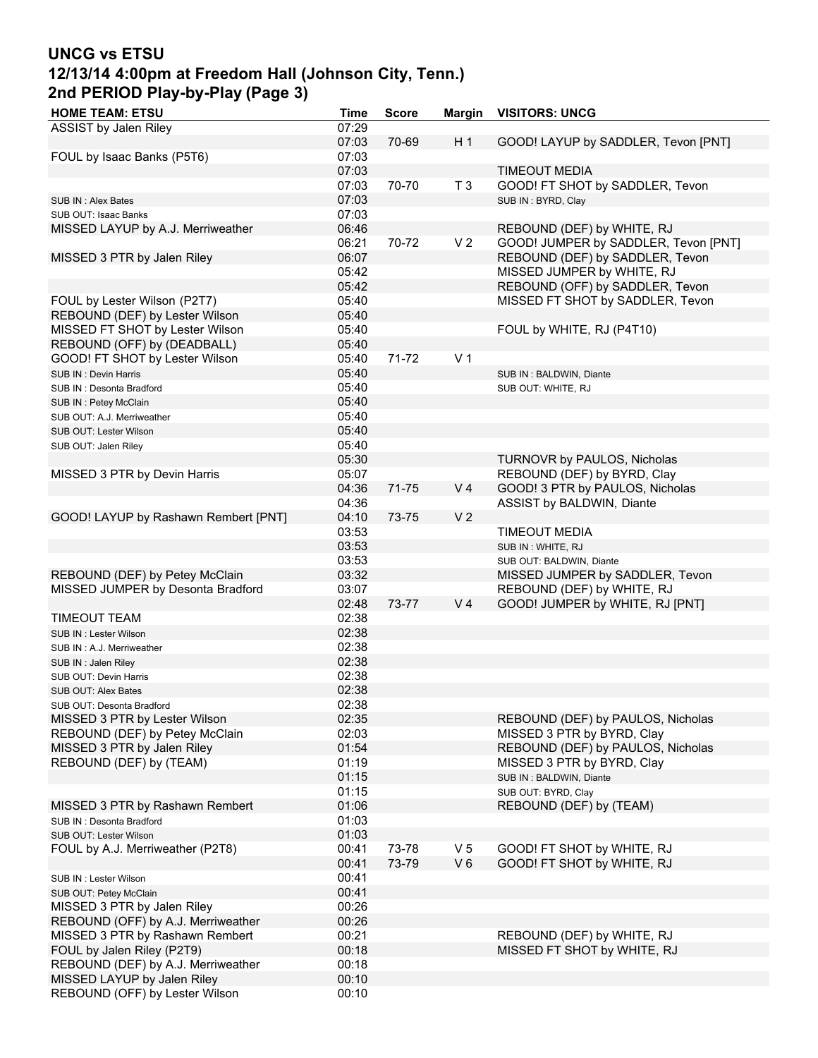# UNCG vs ETSU
## 12/13/14 4:00pm at Freedom Hall (Johnson City, Tenn.)
## 2nd PERIOD Play-by-Play (Page 3)

| HOME TEAM: ETSU | Time | Score | Margin | VISITORS: UNCG |
|---|---|---|---|---|
| ASSIST by Jalen Riley | 07:29 | | | |
| | 07:03 | 70-69 | H 1 | GOOD! LAYUP by SADDLER, Tevon [PNT] |
| FOUL by Isaac Banks (P5T6) | 07:03 | | | |
| | 07:03 | | | TIMEOUT MEDIA |
| | 07:03 | 70-70 | T 3 | GOOD! FT SHOT by SADDLER, Tevon |
| SUB IN : Alex Bates | 07:03 | | | SUB IN : BYRD, Clay |
| SUB OUT: Isaac Banks | 07:03 | | | |
| MISSED LAYUP by A.J. Merriweather | 06:46 | | | REBOUND (DEF) by WHITE, RJ |
| | 06:21 | 70-72 | V 2 | GOOD! JUMPER by SADDLER, Tevon [PNT] |
| MISSED 3 PTR by Jalen Riley | 06:07 | | | REBOUND (DEF) by SADDLER, Tevon |
| | 05:42 | | | MISSED JUMPER by WHITE, RJ |
| | 05:42 | | | REBOUND (OFF) by SADDLER, Tevon |
| FOUL by Lester Wilson (P2T7) | 05:40 | | | MISSED FT SHOT by SADDLER, Tevon |
| REBOUND (DEF) by Lester Wilson | 05:40 | | | |
| MISSED FT SHOT by Lester Wilson | 05:40 | | | FOUL by WHITE, RJ (P4T10) |
| REBOUND (OFF) by (DEADBALL) | 05:40 | | | |
| GOOD! FT SHOT by Lester Wilson | 05:40 | 71-72 | V 1 | |
| SUB IN : Devin Harris | 05:40 | | | SUB IN : BALDWIN, Diante |
| SUB IN : Desonta Bradford | 05:40 | | | SUB OUT: WHITE, RJ |
| SUB IN : Petey McClain | 05:40 | | | |
| SUB OUT: A.J. Merriweather | 05:40 | | | |
| SUB OUT: Lester Wilson | 05:40 | | | |
| SUB OUT: Jalen Riley | 05:40 | | | |
| | 05:30 | | | TURNOVR by PAULOS, Nicholas |
| MISSED 3 PTR by Devin Harris | 05:07 | | | REBOUND (DEF) by BYRD, Clay |
| | 04:36 | 71-75 | V 4 | GOOD! 3 PTR by PAULOS, Nicholas |
| | 04:36 | | | ASSIST by BALDWIN, Diante |
| GOOD! LAYUP by Rashawn Rembert [PNT] | 04:10 | 73-75 | V 2 | |
| | 03:53 | | | TIMEOUT MEDIA |
| | 03:53 | | | SUB IN : WHITE, RJ |
| | 03:53 | | | SUB OUT: BALDWIN, Diante |
| REBOUND (DEF) by Petey McClain | 03:32 | | | MISSED JUMPER by SADDLER, Tevon |
| MISSED JUMPER by Desonta Bradford | 03:07 | | | REBOUND (DEF) by WHITE, RJ |
| | 02:48 | 73-77 | V 4 | GOOD! JUMPER by WHITE, RJ [PNT] |
| TIMEOUT TEAM | 02:38 | | | |
| SUB IN : Lester Wilson | 02:38 | | | |
| SUB IN : A.J. Merriweather | 02:38 | | | |
| SUB IN : Jalen Riley | 02:38 | | | |
| SUB OUT: Devin Harris | 02:38 | | | |
| SUB OUT: Alex Bates | 02:38 | | | |
| SUB OUT: Desonta Bradford | 02:38 | | | |
| MISSED 3 PTR by Lester Wilson | 02:35 | | | REBOUND (DEF) by PAULOS, Nicholas |
| REBOUND (DEF) by Petey McClain | 02:03 | | | MISSED 3 PTR by BYRD, Clay |
| MISSED 3 PTR by Jalen Riley | 01:54 | | | REBOUND (DEF) by PAULOS, Nicholas |
| REBOUND (DEF) by (TEAM) | 01:19 | | | MISSED 3 PTR by BYRD, Clay |
| | 01:15 | | | SUB IN : BALDWIN, Diante |
| | 01:15 | | | SUB OUT: BYRD, Clay |
| MISSED 3 PTR by Rashawn Rembert | 01:06 | | | REBOUND (DEF) by (TEAM) |
| SUB IN : Desonta Bradford | 01:03 | | | |
| SUB OUT: Lester Wilson | 01:03 | | | |
| FOUL by A.J. Merriweather (P2T8) | 00:41 | 73-78 | V 5 | GOOD! FT SHOT by WHITE, RJ |
| | 00:41 | 73-79 | V 6 | GOOD! FT SHOT by WHITE, RJ |
| SUB IN : Lester Wilson | 00:41 | | | |
| SUB OUT: Petey McClain | 00:41 | | | |
| MISSED 3 PTR by Jalen Riley | 00:26 | | | |
| REBOUND (OFF) by A.J. Merriweather | 00:26 | | | |
| MISSED 3 PTR by Rashawn Rembert | 00:21 | | | REBOUND (DEF) by WHITE, RJ |
| FOUL by Jalen Riley (P2T9) | 00:18 | | | MISSED FT SHOT by WHITE, RJ |
| REBOUND (DEF) by A.J. Merriweather | 00:18 | | | |
| MISSED LAYUP by Jalen Riley | 00:10 | | | |
| REBOUND (OFF) by Lester Wilson | 00:10 | | | |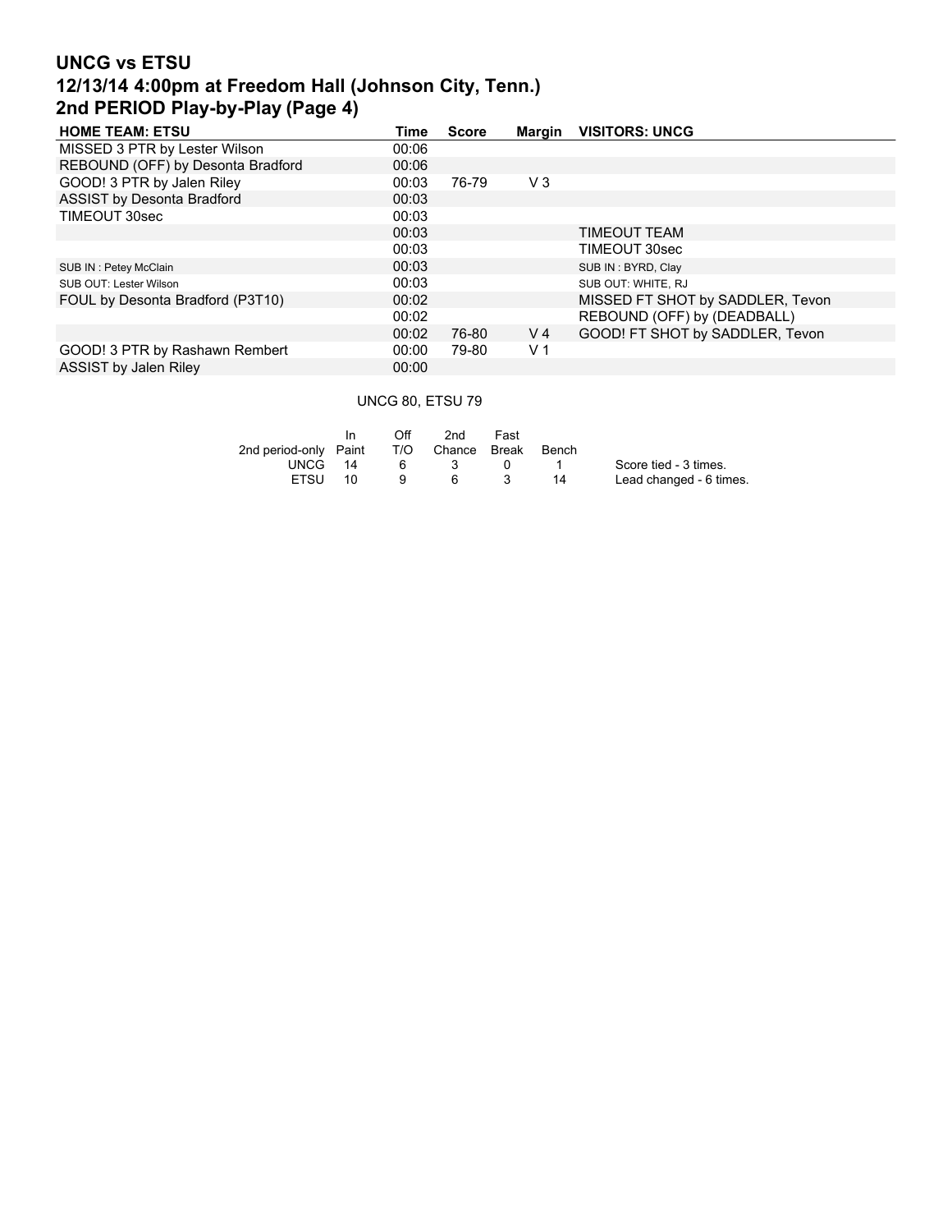# UNCG vs ETSU
## 12/13/14 4:00pm at Freedom Hall (Johnson City, Tenn.)
## 2nd PERIOD Play-by-Play (Page 4)

| HOME TEAM: ETSU | Time | Score | Margin | VISITORS: UNCG |
|---|---|---|---|---|
| MISSED 3 PTR by Lester Wilson | 00:06 | | | |
| REBOUND (OFF) by Desonta Bradford | 00:06 | | | |
| GOOD! 3 PTR by Jalen Riley | 00:03 | 76-79 | V 3 | |
| ASSIST by Desonta Bradford | 00:03 | | | |
| TIMEOUT 30sec | 00:03 | | | |
| | 00:03 | | | TIMEOUT TEAM |
| | 00:03 | | | TIMEOUT 30sec |
| SUB IN : Petey McClain | 00:03 | | | SUB IN : BYRD, Clay |
| SUB OUT: Lester Wilson | 00:03 | | | SUB OUT: WHITE, RJ |
| FOUL by Desonta Bradford (P3T10) | 00:02 | | | MISSED FT SHOT by SADDLER, Tevon |
| | 00:02 | | | REBOUND (OFF) by (DEADBALL) |
| | 00:02 | 76-80 | V 4 | GOOD! FT SHOT by SADDLER, Tevon |
| GOOD! 3 PTR by Rashawn Rembert | 00:00 | 79-80 | V 1 | |
| ASSIST by Jalen Riley | 00:00 | | | |

UNCG 80, ETSU 79

| 2nd period-only | In Paint | Off T/O | 2nd Chance | Fast Break | Bench |
|---|---|---|---|---|---|
| UNCG | 14 | 6 | 3 | 0 | 1 |
| ETSU | 10 | 9 | 6 | 3 | 14 |

Score tied - 3 times.
Lead changed - 6 times.